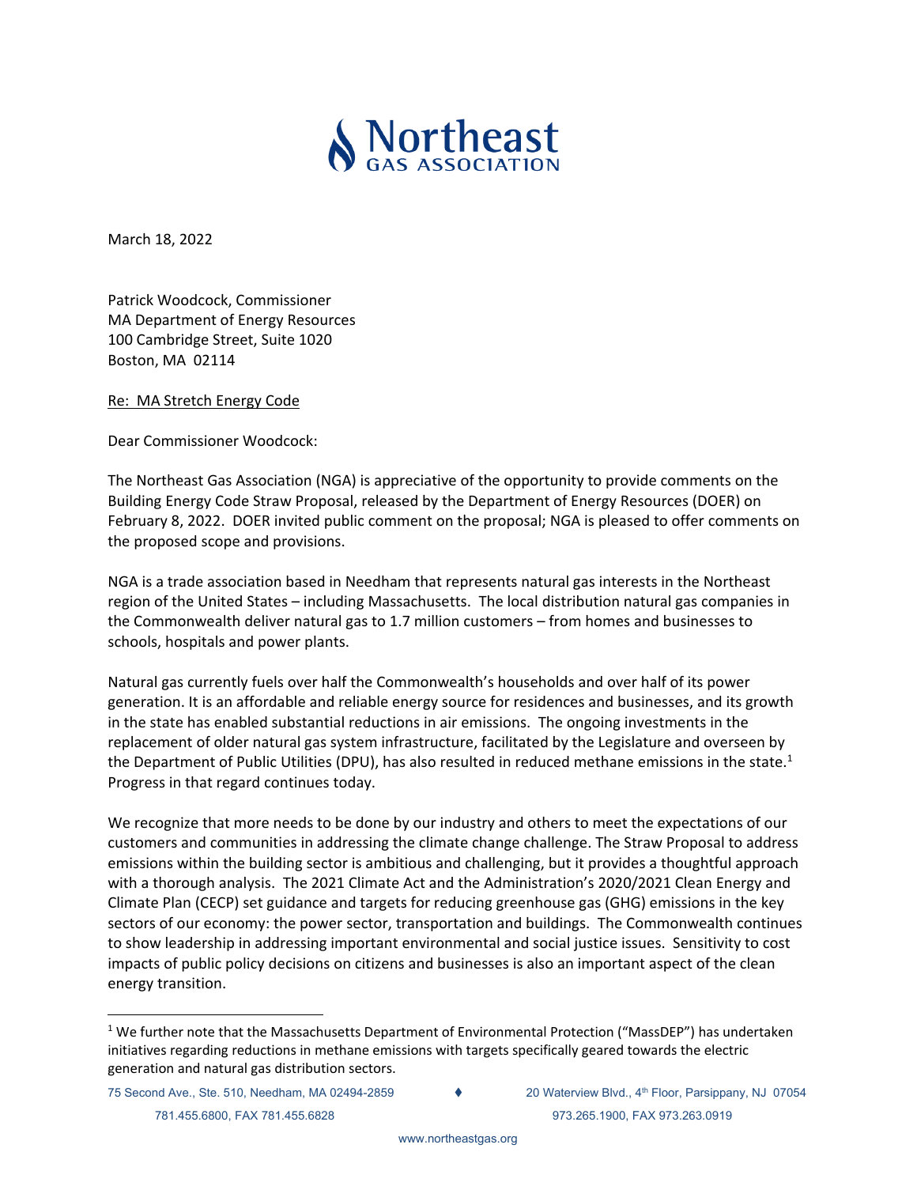Northeast
GAS ASSOCIATION

March 18, 2022

Patrick Woodcock, Commissioner
MA Department of Energy Resources
100 Cambridge Street, Suite 1020
Boston, MA 02114

Re: MA Stretch Energy Code

Dear Commissioner Woodcock:

The Northeast Gas Association (NGA) is appreciative of the opportunity to provide comments on the Building Energy Code Straw Proposal, released by the Department of Energy Resources (DOER) on February 8, 2022. DOER invited public comment on the proposal; NGA is pleased to offer comments on the proposed scope and provisions.

NGA is a trade association based in Needham that represents natural gas interests in the Northeast region of the United States – including Massachusetts. The local distribution natural gas companies in the Commonwealth deliver natural gas to 1.7 million customers – from homes and businesses to schools, hospitals and power plants.

Natural gas currently fuels over half the Commonwealth's households and over half of its power generation. It is an affordable and reliable energy source for residences and businesses, and its growth in the state has enabled substantial reductions in air emissions. The ongoing investments in the replacement of older natural gas system infrastructure, facilitated by the Legislature and overseen by the Department of Public Utilities (DPU), has also resulted in reduced methane emissions in the state.[1] Progress in that regard continues today.

We recognize that more needs to be done by our industry and others to meet the expectations of our customers and communities in addressing the climate change challenge. The Straw Proposal to address emissions within the building sector is ambitious and challenging, but it provides a thoughtful approach with a thorough analysis. The 2021 Climate Act and the Administration's 2020/2021 Clean Energy and Climate Plan (CECP) set guidance and targets for reducing greenhouse gas (GHG) emissions in the key sectors of our economy: the power sector, transportation and buildings. The Commonwealth continues to show leadership in addressing important environmental and social justice issues. Sensitivity to cost impacts of public policy decisions on citizens and businesses is also an important aspect of the clean energy transition.

[1] We further note that the Massachusetts Department of Environmental Protection ("MassDEP") has undertaken initiatives regarding reductions in methane emissions with targets specifically geared towards the electric generation and natural gas distribution sectors.

75 Second Ave., Ste. 510, Needham, MA 02494-2859 ♦ 20 Waterview Blvd., 4th Floor, Parsippany, NJ 07054
781.455.6800, FAX 781.455.6828 973.265.1900, FAX 973.263.0919
www.northeastgas.org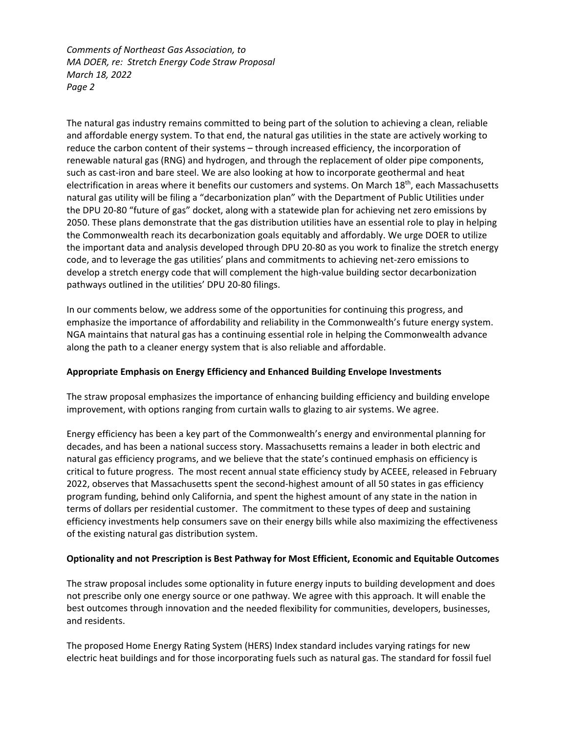The natural gas industry remains committed to being part of the solution to achieving a clean, reliable and affordable energy system. To that end, the natural gas utilities in the state are actively working to reduce the carbon content of their systems – through increased efficiency, the incorporation of renewable natural gas (RNG) and hydrogen, and through the replacement of older pipe components, such as cast-iron and bare steel. We are also looking at how to incorporate geothermal and heat electrification in areas where it benefits our customers and systems. On March 18th, each Massachusetts natural gas utility will be filing a "decarbonization plan" with the Department of Public Utilities under the DPU 20-80 "future of gas" docket, along with a statewide plan for achieving net zero emissions by 2050. These plans demonstrate that the gas distribution utilities have an essential role to play in helping the Commonwealth reach its decarbonization goals equitably and affordably. We urge DOER to utilize the important data and analysis developed through DPU 20-80 as you work to finalize the stretch energy code, and to leverage the gas utilities' plans and commitments to achieving net-zero emissions to develop a stretch energy code that will complement the high-value building sector decarbonization pathways outlined in the utilities' DPU 20-80 filings.

In our comments below, we address some of the opportunities for continuing this progress, and emphasize the importance of affordability and reliability in the Commonwealth's future energy system. NGA maintains that natural gas has a continuing essential role in helping the Commonwealth advance along the path to a cleaner energy system that is also reliable and affordable.

**Appropriate Emphasis on Energy Efficiency and Enhanced Building Envelope Investments**

The straw proposal emphasizes the importance of enhancing building efficiency and building envelope improvement, with options ranging from curtain walls to glazing to air systems. We agree.

Energy efficiency has been a key part of the Commonwealth's energy and environmental planning for decades, and has been a national success story. Massachusetts remains a leader in both electric and natural gas efficiency programs, and we believe that the state's continued emphasis on efficiency is critical to future progress. The most recent annual state efficiency study by ACEEE, released in February 2022, observes that Massachusetts spent the second-highest amount of all 50 states in gas efficiency program funding, behind only California, and spent the highest amount of any state in the nation in terms of dollars per residential customer. The commitment to these types of deep and sustaining efficiency investments help consumers save on their energy bills while also maximizing the effectiveness of the existing natural gas distribution system.

**Optionality and not Prescription is Best Pathway for Most Efficient, Economic and Equitable Outcomes**

The straw proposal includes some optionality in future energy inputs to building development and does not prescribe only one energy source or one pathway. We agree with this approach. It will enable the best outcomes through innovation and the needed flexibility for communities, developers, businesses, and residents.

The proposed Home Energy Rating System (HERS) Index standard includes varying ratings for new electric heat buildings and for those incorporating fuels such as natural gas. The standard for fossil fuel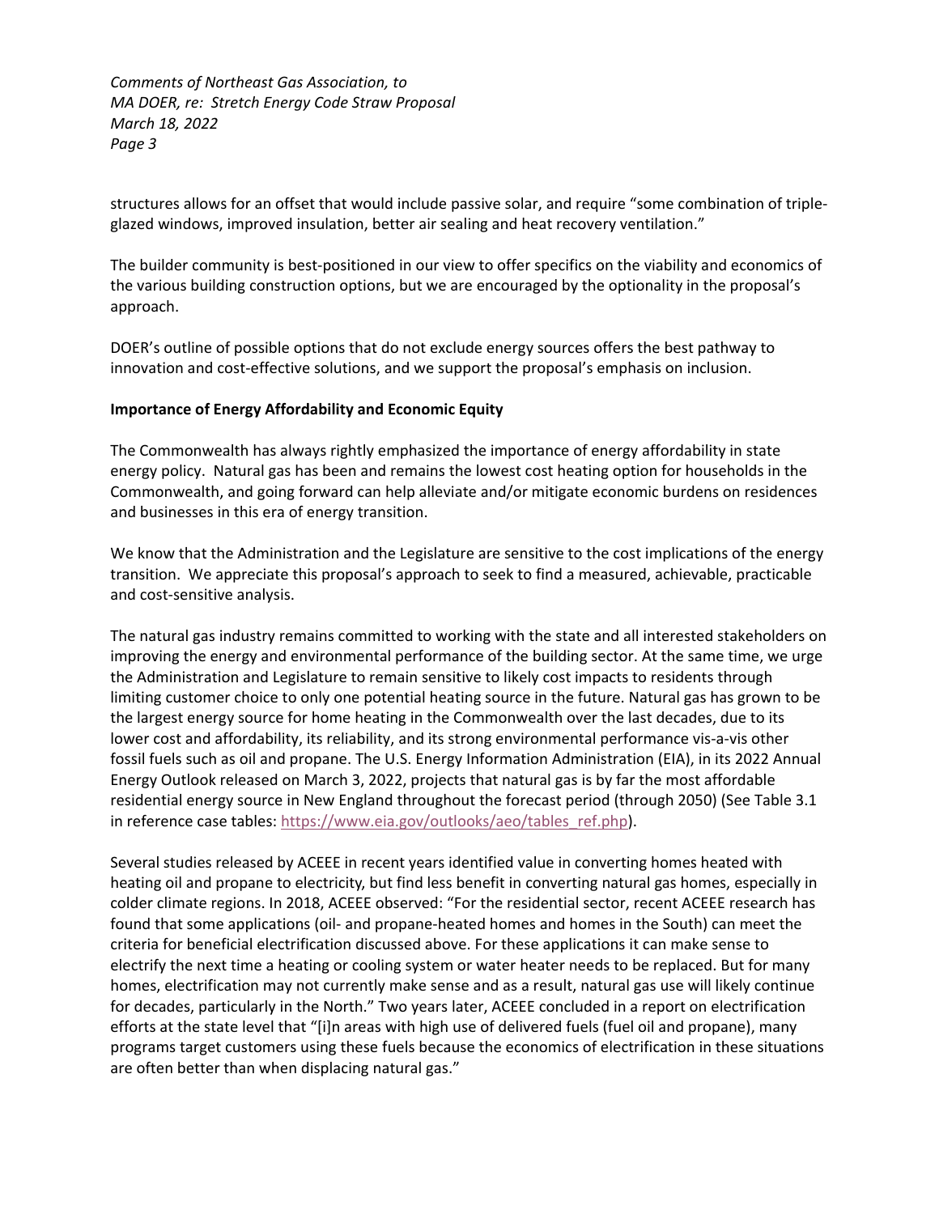structures allows for an offset that would include passive solar, and require "some combination of triple-glazed windows, improved insulation, better air sealing and heat recovery ventilation."

The builder community is best-positioned in our view to offer specifics on the viability and economics of the various building construction options, but we are encouraged by the optionality in the proposal's approach.

DOER's outline of possible options that do not exclude energy sources offers the best pathway to innovation and cost-effective solutions, and we support the proposal's emphasis on inclusion.

**Importance of Energy Affordability and Economic Equity**

The Commonwealth has always rightly emphasized the importance of energy affordability in state energy policy. Natural gas has been and remains the lowest cost heating option for households in the Commonwealth, and going forward can help alleviate and/or mitigate economic burdens on residences and businesses in this era of energy transition.

We know that the Administration and the Legislature are sensitive to the cost implications of the energy transition. We appreciate this proposal's approach to seek to find a measured, achievable, practicable and cost-sensitive analysis.

The natural gas industry remains committed to working with the state and all interested stakeholders on improving the energy and environmental performance of the building sector. At the same time, we urge the Administration and Legislature to remain sensitive to likely cost impacts to residents through limiting customer choice to only one potential heating source in the future. Natural gas has grown to be the largest energy source for home heating in the Commonwealth over the last decades, due to its lower cost and affordability, its reliability, and its strong environmental performance vis-a-vis other fossil fuels such as oil and propane. The U.S. Energy Information Administration (EIA), in its 2022 Annual Energy Outlook released on March 3, 2022, projects that natural gas is by far the most affordable residential energy source in New England throughout the forecast period (through 2050) (See Table 3.1 in reference case tables: https://www.eia.gov/outlooks/aeo/tables_ref.php).

Several studies released by ACEEE in recent years identified value in converting homes heated with heating oil and propane to electricity, but find less benefit in converting natural gas homes, especially in colder climate regions. In 2018, ACEEE observed: "For the residential sector, recent ACEEE research has found that some applications (oil- and propane-heated homes and homes in the South) can meet the criteria for beneficial electrification discussed above. For these applications it can make sense to electrify the next time a heating or cooling system or water heater needs to be replaced. But for many homes, electrification may not currently make sense and as a result, natural gas use will likely continue for decades, particularly in the North." Two years later, ACEEE concluded in a report on electrification efforts at the state level that "[i]n areas with high use of delivered fuels (fuel oil and propane), many programs target customers using these fuels because the economics of electrification in these situations are often better than when displacing natural gas."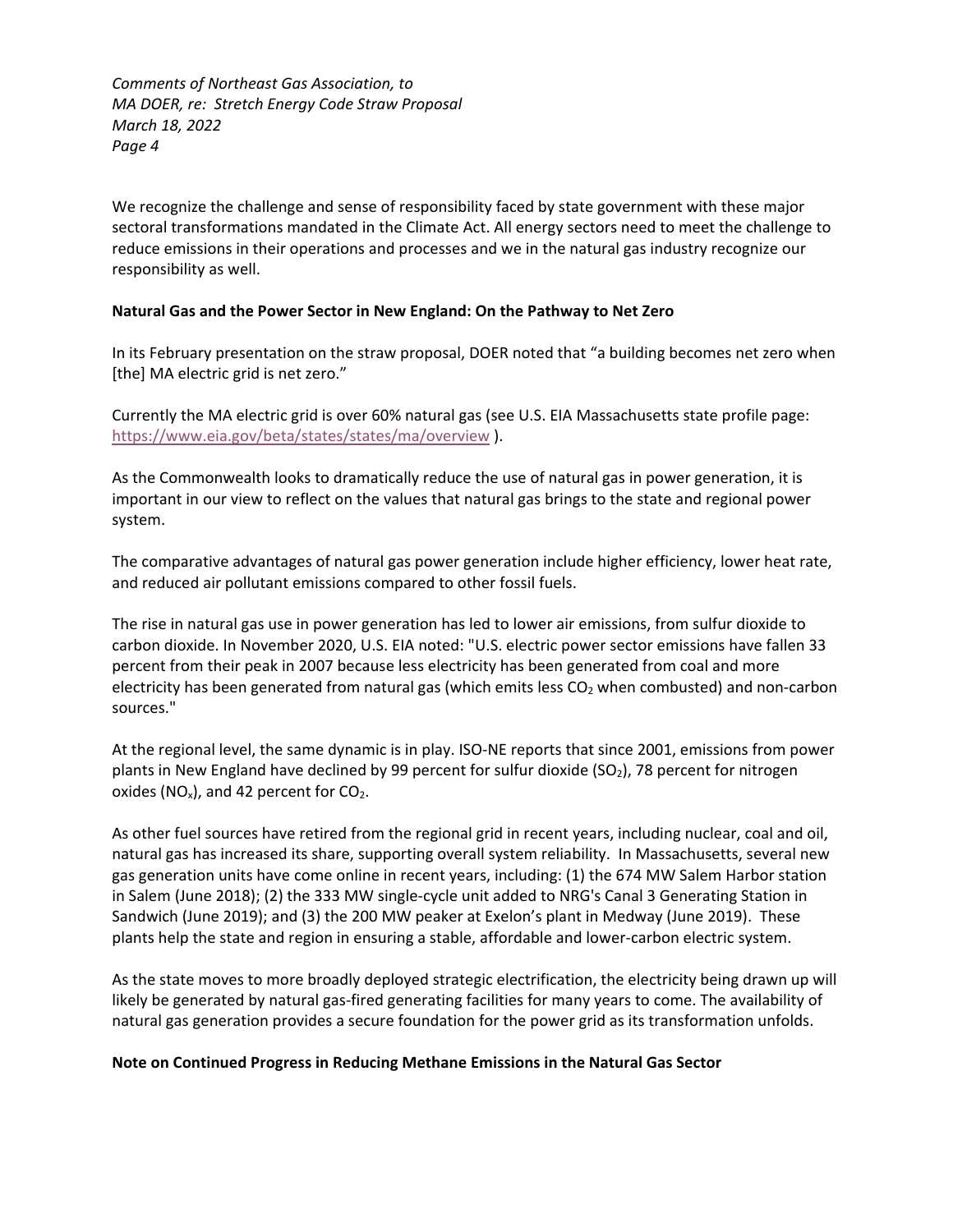We recognize the challenge and sense of responsibility faced by state government with these major sectoral transformations mandated in the Climate Act. All energy sectors need to meet the challenge to reduce emissions in their operations and processes and we in the natural gas industry recognize our responsibility as well.

**Natural Gas and the Power Sector in New England: On the Pathway to Net Zero**

In its February presentation on the straw proposal, DOER noted that "a building becomes net zero when [the] MA electric grid is net zero."

Currently the MA electric grid is over 60% natural gas (see U.S. EIA Massachusetts state profile page: https://www.eia.gov/beta/states/states/ma/overview ).

As the Commonwealth looks to dramatically reduce the use of natural gas in power generation, it is important in our view to reflect on the values that natural gas brings to the state and regional power system.

The comparative advantages of natural gas power generation include higher efficiency, lower heat rate, and reduced air pollutant emissions compared to other fossil fuels.

The rise in natural gas use in power generation has led to lower air emissions, from sulfur dioxide to carbon dioxide. In November 2020, U.S. EIA noted: "U.S. electric power sector emissions have fallen 33 percent from their peak in 2007 because less electricity has been generated from coal and more electricity has been generated from natural gas (which emits less $CO_2$ when combusted) and non-carbon sources."

At the regional level, the same dynamic is in play. ISO-NE reports that since 2001, emissions from power plants in New England have declined by 99 percent for sulfur dioxide ($SO_2$), 78 percent for nitrogen oxides ($NO_x$), and 42 percent for $CO_2$.

As other fuel sources have retired from the regional grid in recent years, including nuclear, coal and oil, natural gas has increased its share, supporting overall system reliability. In Massachusetts, several new gas generation units have come online in recent years, including: (1) the 674 MW Salem Harbor station in Salem (June 2018); (2) the 333 MW single-cycle unit added to NRG's Canal 3 Generating Station in Sandwich (June 2019); and (3) the 200 MW peaker at Exelon's plant in Medway (June 2019). These plants help the state and region in ensuring a stable, affordable and lower-carbon electric system.

As the state moves to more broadly deployed strategic electrification, the electricity being drawn up will likely be generated by natural gas-fired generating facilities for many years to come. The availability of natural gas generation provides a secure foundation for the power grid as its transformation unfolds.

**Note on Continued Progress in Reducing Methane Emissions in the Natural Gas Sector**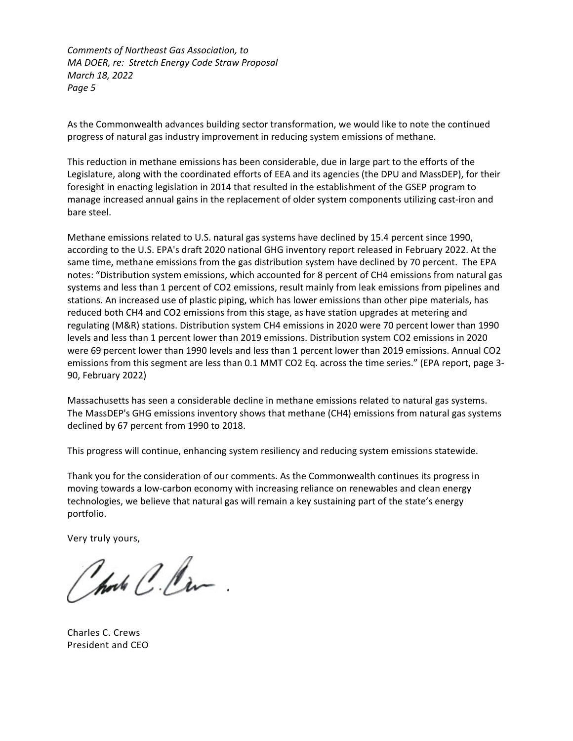As the Commonwealth advances building sector transformation, we would like to note the continued progress of natural gas industry improvement in reducing system emissions of methane.

This reduction in methane emissions has been considerable, due in large part to the efforts of the Legislature, along with the coordinated efforts of EEA and its agencies (the DPU and MassDEP), for their foresight in enacting legislation in 2014 that resulted in the establishment of the GSEP program to manage increased annual gains in the replacement of older system components utilizing cast-iron and bare steel.

Methane emissions related to U.S. natural gas systems have declined by 15.4 percent since 1990, according to the U.S. EPA's draft 2020 national GHG inventory report released in February 2022. At the same time, methane emissions from the gas distribution system have declined by 70 percent. The EPA notes: "Distribution system emissions, which accounted for 8 percent of $CH_4$ emissions from natural gas systems and less than 1 percent of $CO_2$ emissions, result mainly from leak emissions from pipelines and stations. An increased use of plastic piping, which has lower emissions than other pipe materials, has reduced both $CH_4$ and $CO_2$ emissions from this stage, as have station upgrades at metering and regulating (M&R) stations. Distribution system $CH_4$ emissions in 2020 were 70 percent lower than 1990 levels and less than 1 percent lower than 2019 emissions. Distribution system $CO_2$ emissions in 2020 were 69 percent lower than 1990 levels and less than 1 percent lower than 2019 emissions. Annual $CO_2$ emissions from this segment are less than 0.1 MMT $CO_2$ Eq. across the time series." (EPA report, page 3-90, February 2022)

Massachusetts has seen a considerable decline in methane emissions related to natural gas systems. The MassDEP's GHG emissions inventory shows that methane ($CH_4$) emissions from natural gas systems declined by 67 percent from 1990 to 2018.

This progress will continue, enhancing system resiliency and reducing system emissions statewide.

Thank you for the consideration of our comments. As the Commonwealth continues its progress in moving towards a low-carbon economy with increasing reliance on renewables and clean energy technologies, we believe that natural gas will remain a key sustaining part of the state's energy portfolio.

Very truly yours,

Charles C. Crews
President and CEO